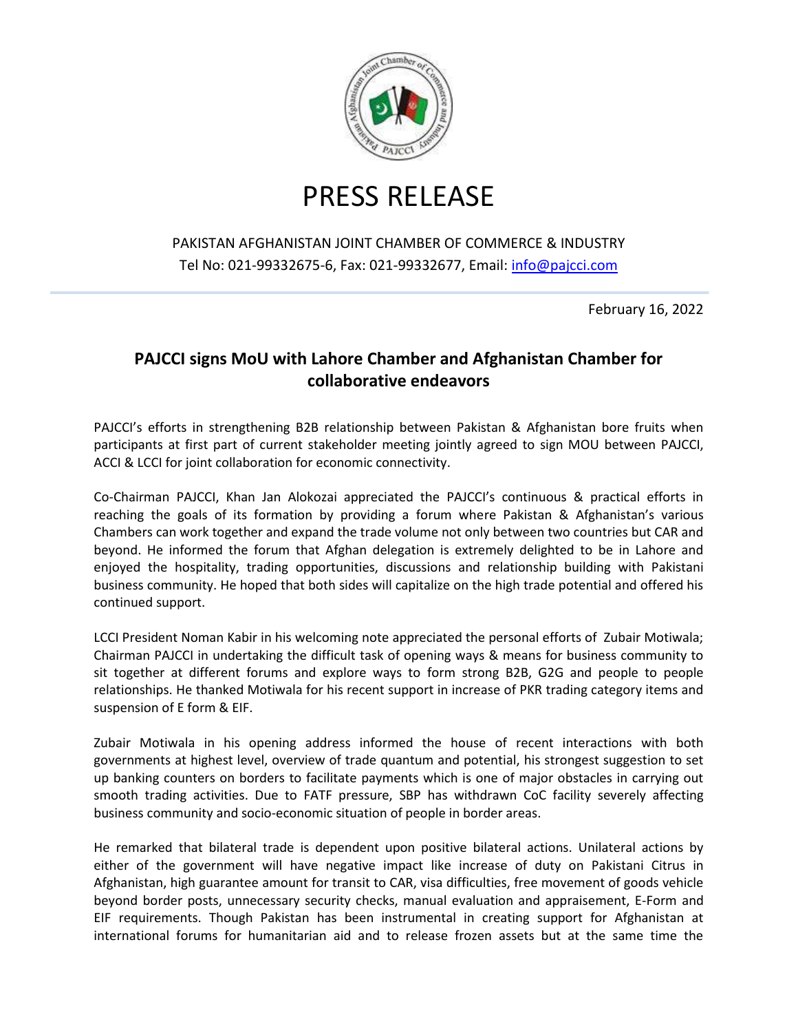# PRESS RELEASE

PAKISTAN AFGHANISTAN JOINT CHAMBER OF COMMERCE & INDUSTRY
Tel No: 021-99332675-6, Fax: 021-99332677, Email: info@pajcci.com

February 16, 2022

## PAJCCI signs MoU with Lahore Chamber and Afghanistan Chamber for collaborative endeavors

PAJCCI's efforts in strengthening B2B relationship between Pakistan & Afghanistan bore fruits when participants at first part of current stakeholder meeting jointly agreed to sign MOU between PAJCCI, ACCI & LCCI for joint collaboration for economic connectivity.

Co-Chairman PAJCCI, Khan Jan Alokozai appreciated the PAJCCI's continuous & practical efforts in reaching the goals of its formation by providing a forum where Pakistan & Afghanistan's various Chambers can work together and expand the trade volume not only between two countries but CAR and beyond. He informed the forum that Afghan delegation is extremely delighted to be in Lahore and enjoyed the hospitality, trading opportunities, discussions and relationship building with Pakistani business community. He hoped that both sides will capitalize on the high trade potential and offered his continued support.

LCCI President Noman Kabir in his welcoming note appreciated the personal efforts of Zubair Motiwala; Chairman PAJCCI in undertaking the difficult task of opening ways & means for business community to sit together at different forums and explore ways to form strong B2B, G2G and people to people relationships. He thanked Motiwala for his recent support in increase of PKR trading category items and suspension of E form & EIF.

Zubair Motiwala in his opening address informed the house of recent interactions with both governments at highest level, overview of trade quantum and potential, his strongest suggestion to set up banking counters on borders to facilitate payments which is one of major obstacles in carrying out smooth trading activities. Due to FATF pressure, SBP has withdrawn CoC facility severely affecting business community and socio-economic situation of people in border areas.

He remarked that bilateral trade is dependent upon positive bilateral actions. Unilateral actions by either of the government will have negative impact like increase of duty on Pakistani Citrus in Afghanistan, high guarantee amount for transit to CAR, visa difficulties, free movement of goods vehicle beyond border posts, unnecessary security checks, manual evaluation and appraisement, E-Form and EIF requirements. Though Pakistan has been instrumental in creating support for Afghanistan at international forums for humanitarian aid and to release frozen assets but at the same time the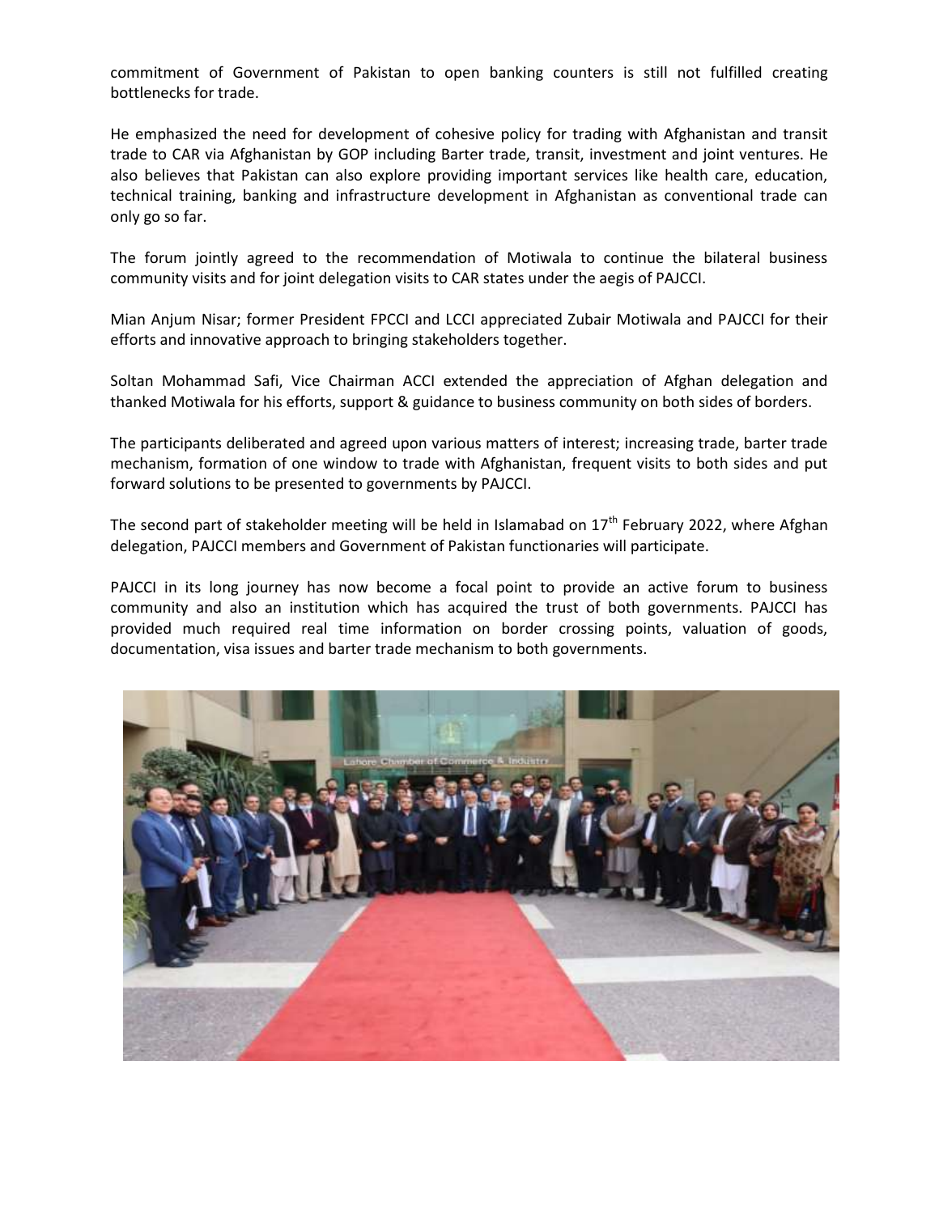commitment of Government of Pakistan to open banking counters is still not fulfilled creating bottlenecks for trade.

He emphasized the need for development of cohesive policy for trading with Afghanistan and transit trade to CAR via Afghanistan by GOP including Barter trade, transit, investment and joint ventures. He also believes that Pakistan can also explore providing important services like health care, education, technical training, banking and infrastructure development in Afghanistan as conventional trade can only go so far.

The forum jointly agreed to the recommendation of Motiwala to continue the bilateral business community visits and for joint delegation visits to CAR states under the aegis of PAJCCI.

Mian Anjum Nisar; former President FPCCI and LCCI appreciated Zubair Motiwala and PAJCCI for their efforts and innovative approach to bringing stakeholders together.

Soltan Mohammad Safi, Vice Chairman ACCI extended the appreciation of Afghan delegation and thanked Motiwala for his efforts, support & guidance to business community on both sides of borders.

The participants deliberated and agreed upon various matters of interest; increasing trade, barter trade mechanism, formation of one window to trade with Afghanistan, frequent visits to both sides and put forward solutions to be presented to governments by PAJCCI.

The second part of stakeholder meeting will be held in Islamabad on 17th February 2022, where Afghan delegation, PAJCCI members and Government of Pakistan functionaries will participate.

PAJCCI in its long journey has now become a focal point to provide an active forum to business community and also an institution which has acquired the trust of both governments. PAJCCI has provided much required real time information on border crossing points, valuation of goods, documentation, visa issues and barter trade mechanism to both governments.